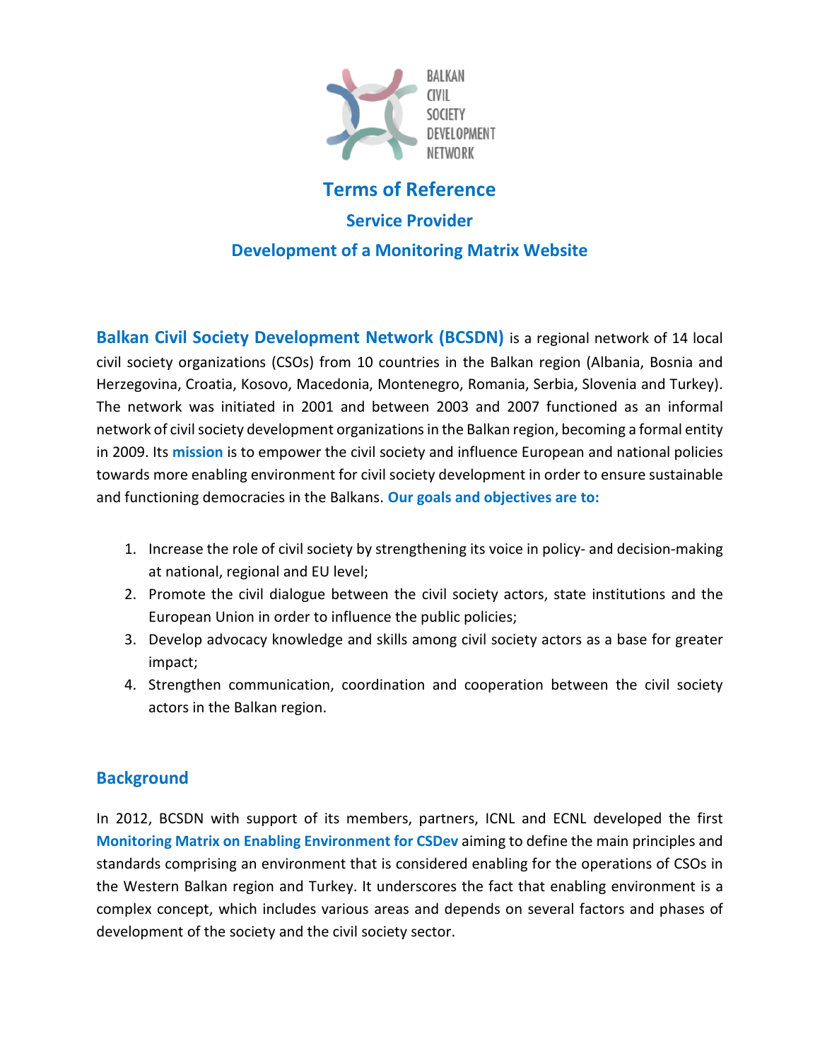BALKAN CIVIL SOCIETY DEVELOPMENT NETWORK

# Terms of Reference

## Service Provider

## Development of a Monitoring Matrix Website

**Balkan Civil Society Development Network (BCSDN)** is a regional network of 14 local civil society organizations (CSOs) from 10 countries in the Balkan region (Albania, Bosnia and Herzegovina, Croatia, Kosovo, Macedonia, Montenegro, Romania, Serbia, Slovenia and Turkey). The network was initiated in 2001 and between 2003 and 2007 functioned as an informal network of civil society development organizations in the Balkan region, becoming a formal entity in 2009. Its **mission** is to empower the civil society and influence European and national policies towards more enabling environment for civil society development in order to ensure sustainable and functioning democracies in the Balkans. **Our goals and objectives are to:**

1. Increase the role of civil society by strengthening its voice in policy- and decision-making at national, regional and EU level;
2. Promote the civil dialogue between the civil society actors, state institutions and the European Union in order to influence the public policies;
3. Develop advocacy knowledge and skills among civil society actors as a base for greater impact;
4. Strengthen communication, coordination and cooperation between the civil society actors in the Balkan region.

## Background

In 2012, BCSDN with support of its members, partners, ICNL and ECNL developed the first **Monitoring Matrix on Enabling Environment for CSDev** aiming to define the main principles and standards comprising an environment that is considered enabling for the operations of CSOs in the Western Balkan region and Turkey. It underscores the fact that enabling environment is a complex concept, which includes various areas and depends on several factors and phases of development of the society and the civil society sector.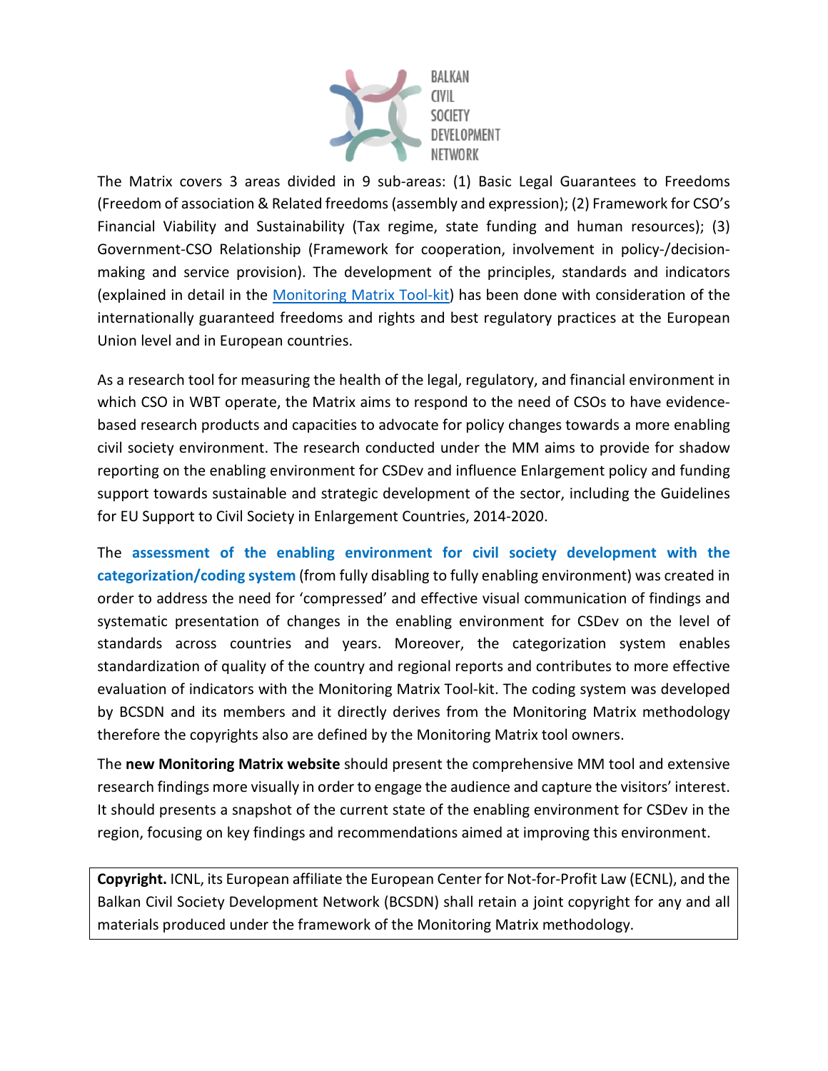The Matrix covers 3 areas divided in 9 sub-areas: (1) Basic Legal Guarantees to Freedoms (Freedom of association & Related freedoms (assembly and expression); (2) Framework for CSO's Financial Viability and Sustainability (Tax regime, state funding and human resources); (3) Government-CSO Relationship (Framework for cooperation, involvement in policy-/decision-making and service provision). The development of the principles, standards and indicators (explained in detail in the [Monitoring Matrix Tool-kit]) has been done with consideration of the internationally guaranteed freedoms and rights and best regulatory practices at the European Union level and in European countries.

As a research tool for measuring the health of the legal, regulatory, and financial environment in which CSO in WBT operate, the Matrix aims to respond to the need of CSOs to have evidence-based research products and capacities to advocate for policy changes towards a more enabling civil society environment. The research conducted under the MM aims to provide for shadow reporting on the enabling environment for CSDev and influence Enlargement policy and funding support towards sustainable and strategic development of the sector, including the Guidelines for EU Support to Civil Society in Enlargement Countries, 2014-2020.

The **assessment of the enabling environment for civil society development with the categorization/coding system** (from fully disabling to fully enabling environment) was created in order to address the need for 'compressed' and effective visual communication of findings and systematic presentation of changes in the enabling environment for CSDev on the level of standards across countries and years. Moreover, the categorization system enables standardization of quality of the country and regional reports and contributes to more effective evaluation of indicators with the Monitoring Matrix Tool-kit. The coding system was developed by BCSDN and its members and it directly derives from the Monitoring Matrix methodology therefore the copyrights also are defined by the Monitoring Matrix tool owners.

The **new Monitoring Matrix website** should present the comprehensive MM tool and extensive research findings more visually in order to engage the audience and capture the visitors' interest. It should presents a snapshot of the current state of the enabling environment for CSDev in the region, focusing on key findings and recommendations aimed at improving this environment.

**Copyright.** ICNL, its European affiliate the European Center for Not-for-Profit Law (ECNL), and the Balkan Civil Society Development Network (BCSDN) shall retain a joint copyright for any and all materials produced under the framework of the Monitoring Matrix methodology.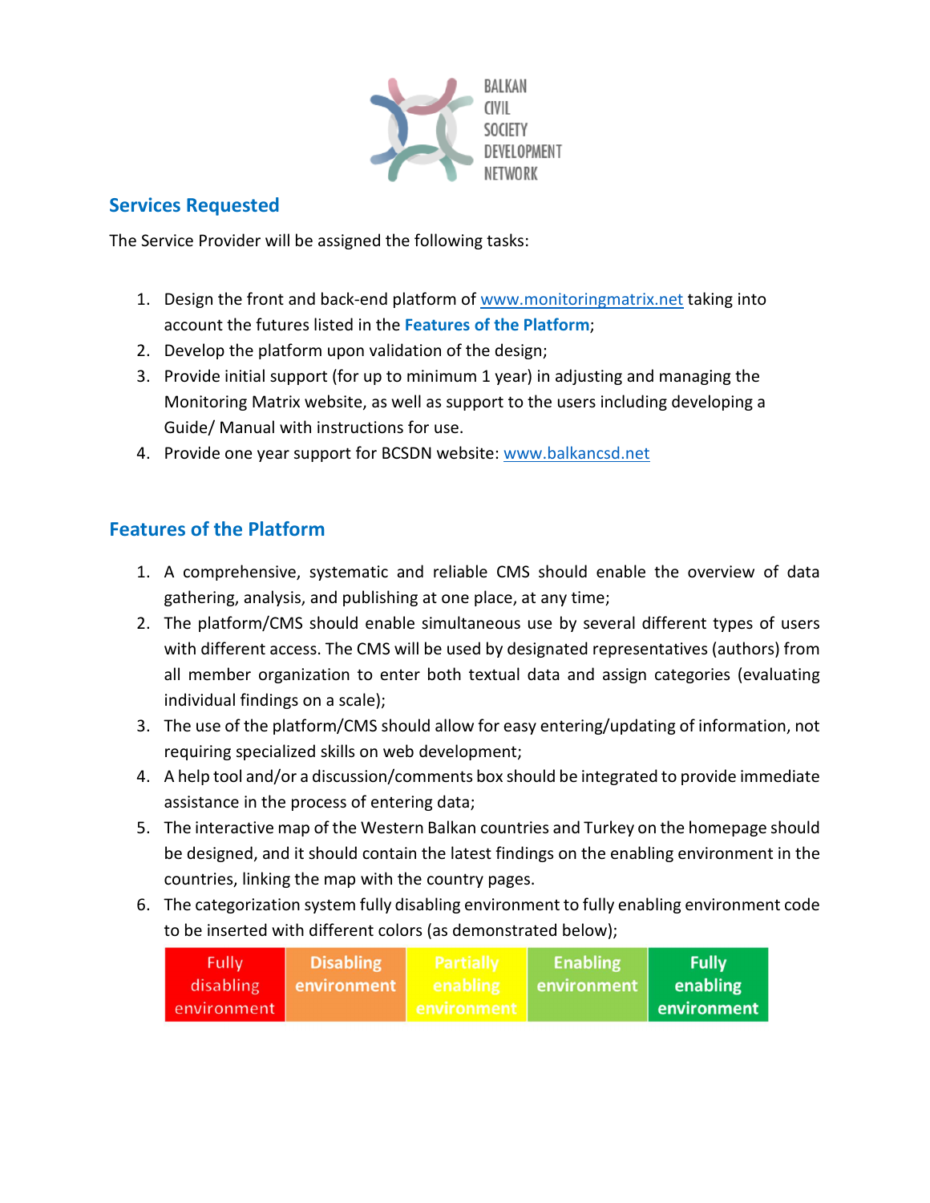## Services Requested

The Service Provider will be assigned the following tasks:

1. Design the front and back-end platform of [www.monitoringmatrix.net](http://www.monitoringmatrix.net) taking into account the futures listed in the **Features of the Platform**;
2. Develop the platform upon validation of the design;
3. Provide initial support (for up to minimum 1 year) in adjusting and managing the Monitoring Matrix website, as well as support to the users including developing a Guide/ Manual with instructions for use.
4. Provide one year support for BCSDN website: [www.balkancsd.net](http://www.balkancsd.net)

## Features of the Platform

1. A comprehensive, systematic and reliable CMS should enable the overview of data gathering, analysis, and publishing at one place, at any time;
2. The platform/CMS should enable simultaneous use by several different types of users with different access. The CMS will be used by designated representatives (authors) from all member organization to enter both textual data and assign categories (evaluating individual findings on a scale);
3. The use of the platform/CMS should allow for easy entering/updating of information, not requiring specialized skills on web development;
4. A help tool and/or a discussion/comments box should be integrated to provide immediate assistance in the process of entering data;
5. The interactive map of the Western Balkan countries and Turkey on the homepage should be designed, and it should contain the latest findings on the enabling environment in the countries, linking the map with the country pages.
6. The categorization system fully disabling environment to fully enabling environment code to be inserted with different colors (as demonstrated below);

| Fully disabling environment | Disabling environment | Partially enabling environment | Enabling environment | Fully enabling environment |
|---|---|---|---|---|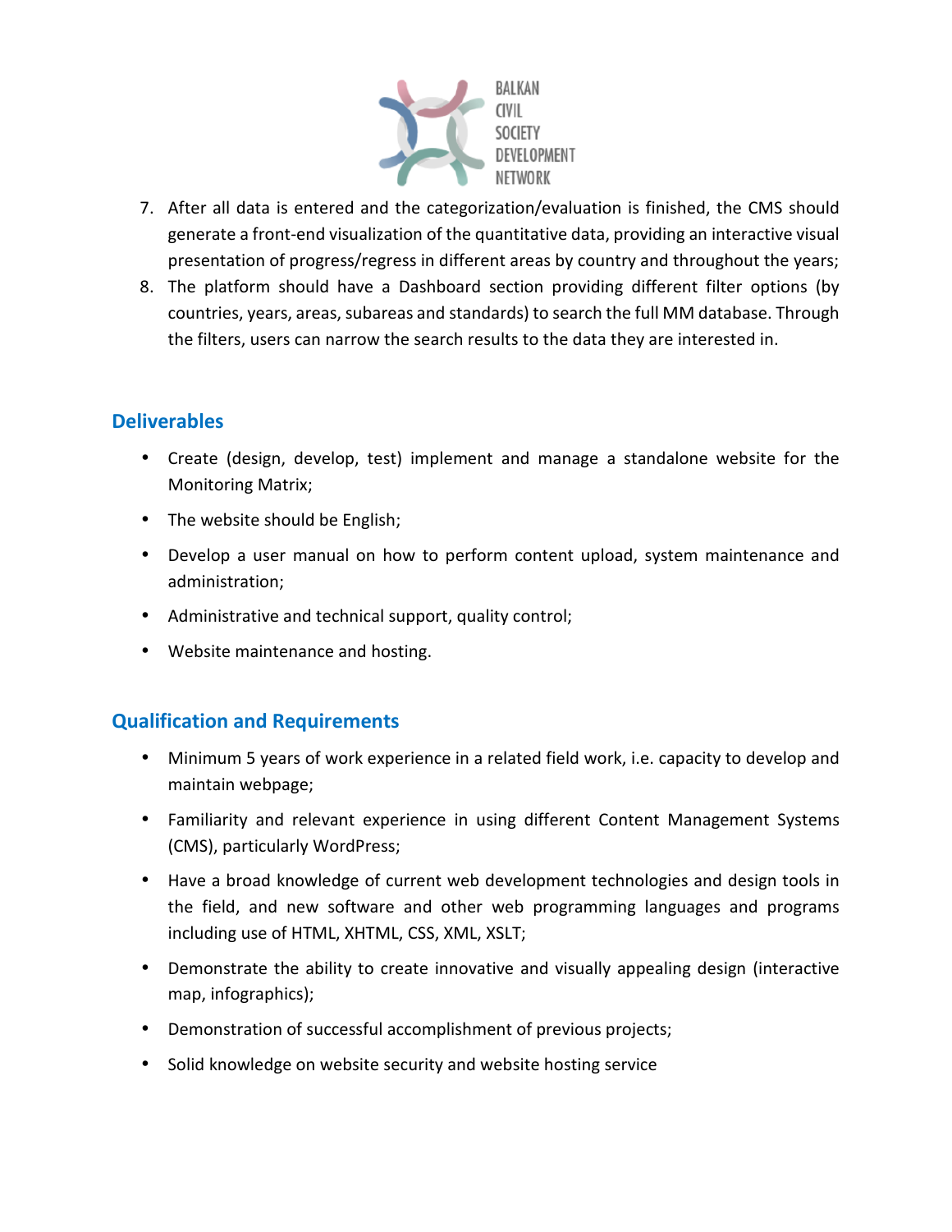7. After all data is entered and the categorization/evaluation is finished, the CMS should generate a front-end visualization of the quantitative data, providing an interactive visual presentation of progress/regress in different areas by country and throughout the years;
8. The platform should have a Dashboard section providing different filter options (by countries, years, areas, subareas and standards) to search the full MM database. Through the filters, users can narrow the search results to the data they are interested in.

## Deliverables

- Create (design, develop, test) implement and manage a standalone website for the Monitoring Matrix;
- The website should be English;
- Develop a user manual on how to perform content upload, system maintenance and administration;
- Administrative and technical support, quality control;
- Website maintenance and hosting.

## Qualification and Requirements

- Minimum 5 years of work experience in a related field work, i.e. capacity to develop and maintain webpage;
- Familiarity and relevant experience in using different Content Management Systems (CMS), particularly WordPress;
- Have a broad knowledge of current web development technologies and design tools in the field, and new software and other web programming languages and programs including use of HTML, XHTML, CSS, XML, XSLT;
- Demonstrate the ability to create innovative and visually appealing design (interactive map, infographics);
- Demonstration of successful accomplishment of previous projects;
- Solid knowledge on website security and website hosting service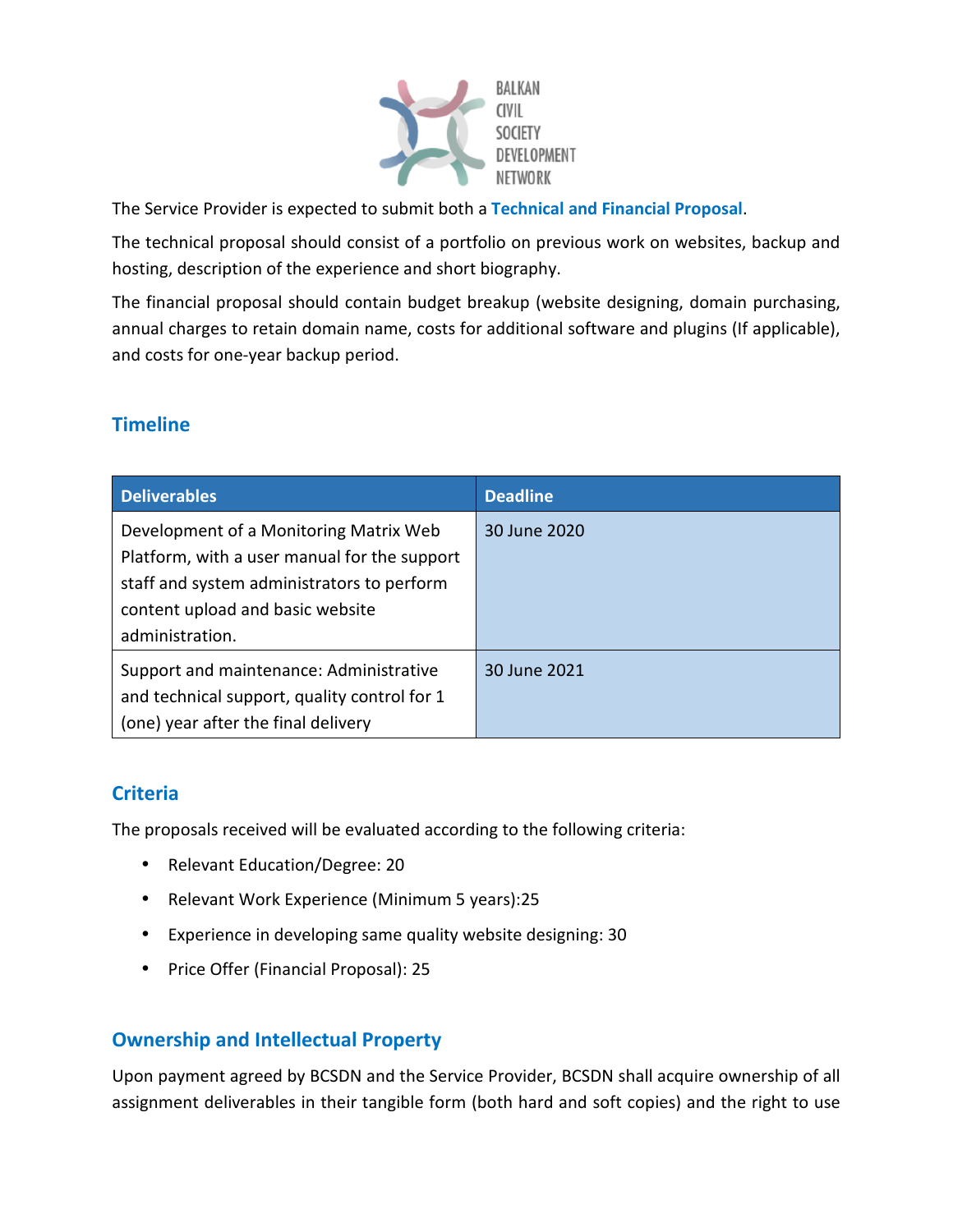The Service Provider is expected to submit both a **Technical and Financial Proposal**.

The technical proposal should consist of a portfolio on previous work on websites, backup and hosting, description of the experience and short biography.

The financial proposal should contain budget breakup (website designing, domain purchasing, annual charges to retain domain name, costs for additional software and plugins (If applicable), and costs for one-year backup period.

## Timeline

| Deliverables | Deadline |
| --- | --- |
| Development of a Monitoring Matrix Web Platform, with a user manual for the support staff and system administrators to perform content upload and basic website administration. | 30 June 2020 |
| Support and maintenance: Administrative and technical support, quality control for 1 (one) year after the final delivery | 30 June 2021 |

## Criteria

The proposals received will be evaluated according to the following criteria:

- Relevant Education/Degree: 20
- Relevant Work Experience (Minimum 5 years):25
- Experience in developing same quality website designing: 30
- Price Offer (Financial Proposal): 25

## Ownership and Intellectual Property

Upon payment agreed by BCSDN and the Service Provider, BCSDN shall acquire ownership of all assignment deliverables in their tangible form (both hard and soft copies) and the right to use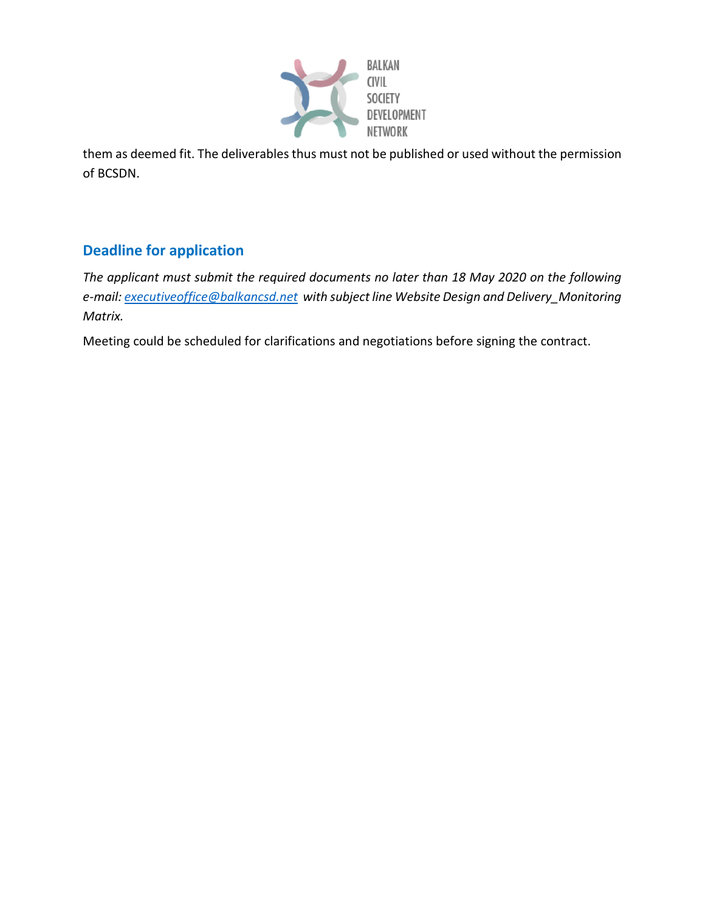them as deemed fit. The deliverables thus must not be published or used without the permission of BCSDN.

## Deadline for application

*The applicant must submit the required documents no later than 18 May 2020 on the following e-mail: [executiveoffice@balkancsd.net](mailto:executiveoffice@balkancsd.net) with subject line Website Design and Delivery_Monitoring Matrix.*

Meeting could be scheduled for clarifications and negotiations before signing the contract.